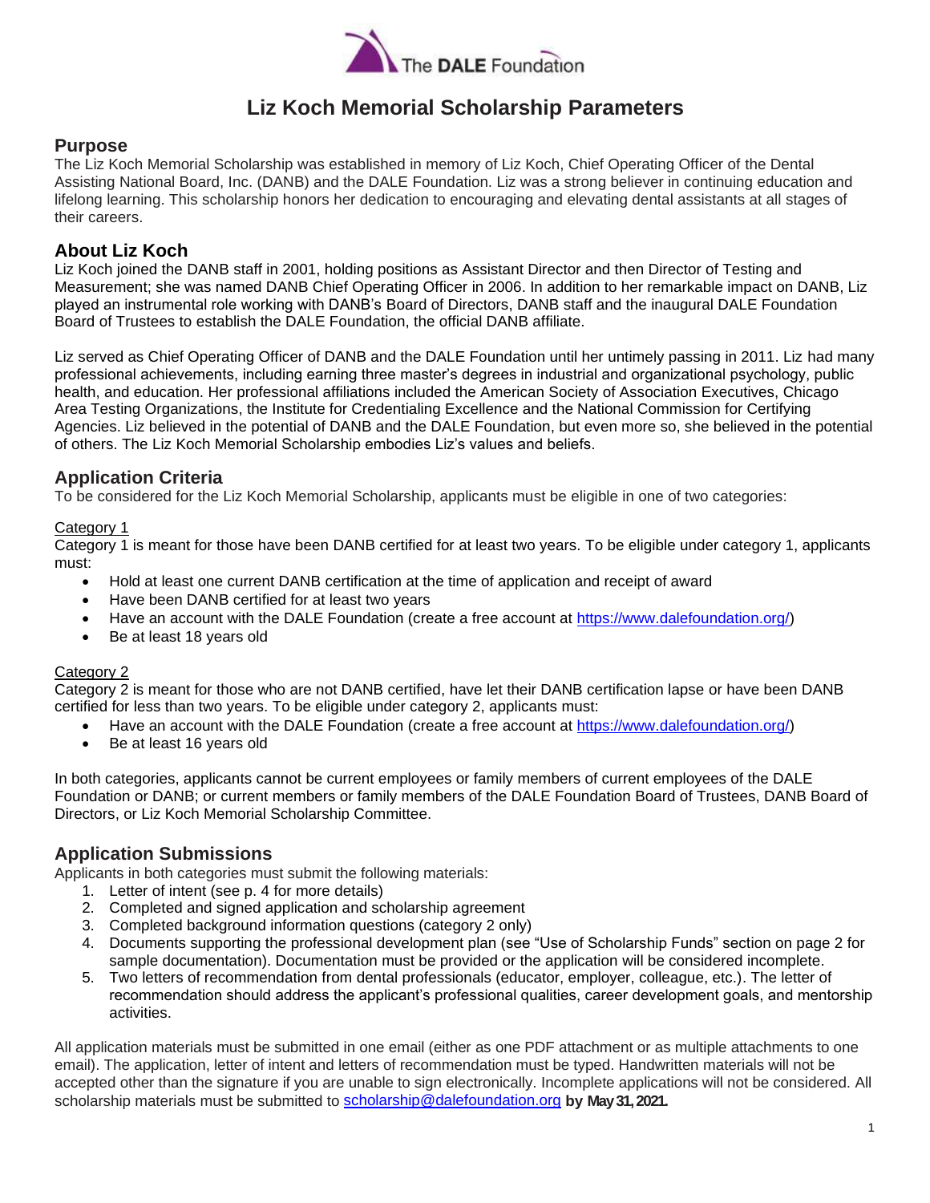The DALE Foundation

# Liz Koch Memorial Scholarship Parameters

## Purpose

The Liz Koch Memorial Scholarship was established in memory of Liz Koch, Chief Operating Officer of the Dental Assisting National Board, Inc. (DANB) and the DALE Foundation. Liz was a strong believer in continuing education and lifelong learning. This scholarship honors her dedication to encouraging and elevating dental assistants at all stages of their careers.

## About Liz Koch

Liz Koch joined the DANB staff in 2001, holding positions as Assistant Director and then Director of Testing and Measurement; she was named DANB Chief Operating Officer in 2006. In addition to her remarkable impact on DANB, Liz played an instrumental role working with DANB's Board of Directors, DANB staff and the inaugural DALE Foundation Board of Trustees to establish the DALE Foundation, the official DANB affiliate.

Liz served as Chief Operating Officer of DANB and the DALE Foundation until her untimely passing in 2011. Liz had many professional achievements, including earning three master's degrees in industrial and organizational psychology, public health, and education. Her professional affiliations included the American Society of Association Executives, Chicago Area Testing Organizations, the Institute for Credentialing Excellence and the National Commission for Certifying Agencies. Liz believed in the potential of DANB and the DALE Foundation, but even more so, she believed in the potential of others. The Liz Koch Memorial Scholarship embodies Liz's values and beliefs.

## Application Criteria

To be considered for the Liz Koch Memorial Scholarship, applicants must be eligible in one of two categories:

<u>Category 1</u>

Category 1 is meant for those have been DANB certified for at least two years. To be eligible under category 1, applicants must:

- Hold at least one current DANB certification at the time of application and receipt of award
- Have been DANB certified for at least two years
- Have an account with the DALE Foundation (create a free account at https://www.dalefoundation.org/)
- Be at least 18 years old

<u>Category 2</u>

Category 2 is meant for those who are not DANB certified, have let their DANB certification lapse or have been DANB certified for less than two years. To be eligible under category 2, applicants must:

- Have an account with the DALE Foundation (create a free account at https://www.dalefoundation.org/)
- Be at least 16 years old

In both categories, applicants cannot be current employees or family members of current employees of the DALE Foundation or DANB; or current members or family members of the DALE Foundation Board of Trustees, DANB Board of Directors, or Liz Koch Memorial Scholarship Committee.

## Application Submissions

Applicants in both categories must submit the following materials:

1. Letter of intent (see p. 4 for more details)
2. Completed and signed application and scholarship agreement
3. Completed background information questions (category 2 only)
4. Documents supporting the professional development plan (see "Use of Scholarship Funds" section on page 2 for sample documentation). Documentation must be provided or the application will be considered incomplete.
5. Two letters of recommendation from dental professionals (educator, employer, colleague, etc.). The letter of recommendation should address the applicant's professional qualities, career development goals, and mentorship activities.

All application materials must be submitted in one email (either as one PDF attachment or as multiple attachments to one email). The application, letter of intent and letters of recommendation must be typed. Handwritten materials will not be accepted other than the signature if you are unable to sign electronically. Incomplete applications will not be considered. All scholarship materials must be submitted to scholarship@dalefoundation.org **by May 31, 2021.**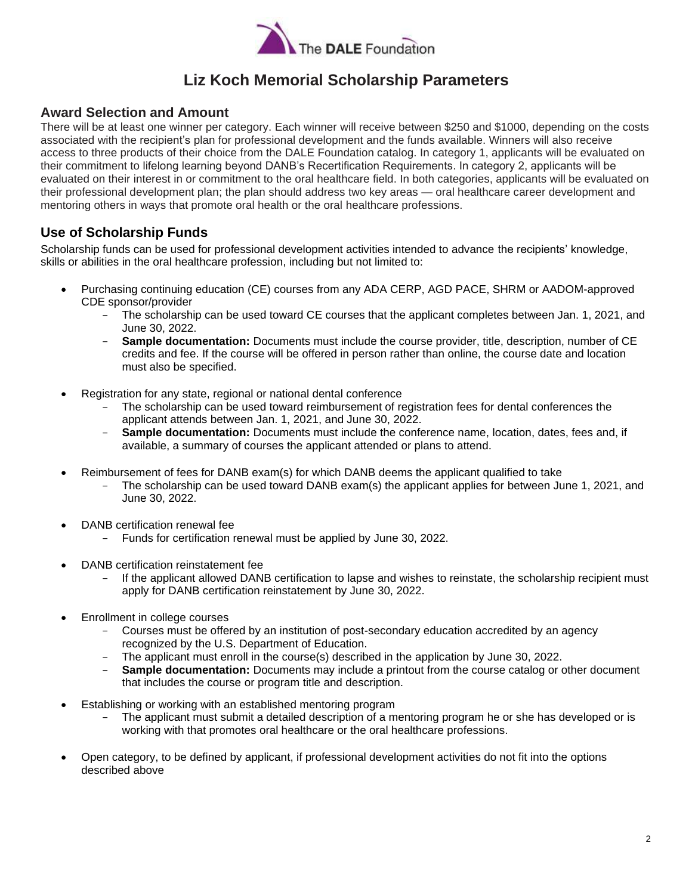The DALE Foundation

# Liz Koch Memorial Scholarship Parameters

## Award Selection and Amount

There will be at least one winner per category. Each winner will receive between $250 and $1000, depending on the costs associated with the recipient's plan for professional development and the funds available. Winners will also receive access to three products of their choice from the DALE Foundation catalog. In category 1, applicants will be evaluated on their commitment to lifelong learning beyond DANB's Recertification Requirements. In category 2, applicants will be evaluated on their interest in or commitment to the oral healthcare field. In both categories, applicants will be evaluated on their professional development plan; the plan should address two key areas — oral healthcare career development and mentoring others in ways that promote oral health or the oral healthcare professions.

## Use of Scholarship Funds

Scholarship funds can be used for professional development activities intended to advance the recipients' knowledge, skills or abilities in the oral healthcare profession, including but not limited to:

- Purchasing continuing education (CE) courses from any ADA CERP, AGD PACE, SHRM or AADOM-approved CDE sponsor/provider
  - The scholarship can be used toward CE courses that the applicant completes between Jan. 1, 2021, and June 30, 2022.
  - **Sample documentation:** Documents must include the course provider, title, description, number of CE credits and fee. If the course will be offered in person rather than online, the course date and location must also be specified.
- Registration for any state, regional or national dental conference
  - The scholarship can be used toward reimbursement of registration fees for dental conferences the applicant attends between Jan. 1, 2021, and June 30, 2022.
  - **Sample documentation:** Documents must include the conference name, location, dates, fees and, if available, a summary of courses the applicant attended or plans to attend.
- Reimbursement of fees for DANB exam(s) for which DANB deems the applicant qualified to take
  - The scholarship can be used toward DANB exam(s) the applicant applies for between June 1, 2021, and June 30, 2022.
- DANB certification renewal fee
  - Funds for certification renewal must be applied by June 30, 2022.
- DANB certification reinstatement fee
  - If the applicant allowed DANB certification to lapse and wishes to reinstate, the scholarship recipient must apply for DANB certification reinstatement by June 30, 2022.
- Enrollment in college courses
  - Courses must be offered by an institution of post-secondary education accredited by an agency recognized by the U.S. Department of Education.
  - The applicant must enroll in the course(s) described in the application by June 30, 2022.
  - **Sample documentation:** Documents may include a printout from the course catalog or other document that includes the course or program title and description.
- Establishing or working with an established mentoring program
  - The applicant must submit a detailed description of a mentoring program he or she has developed or is working with that promotes oral healthcare or the oral healthcare professions.
- Open category, to be defined by applicant, if professional development activities do not fit into the options described above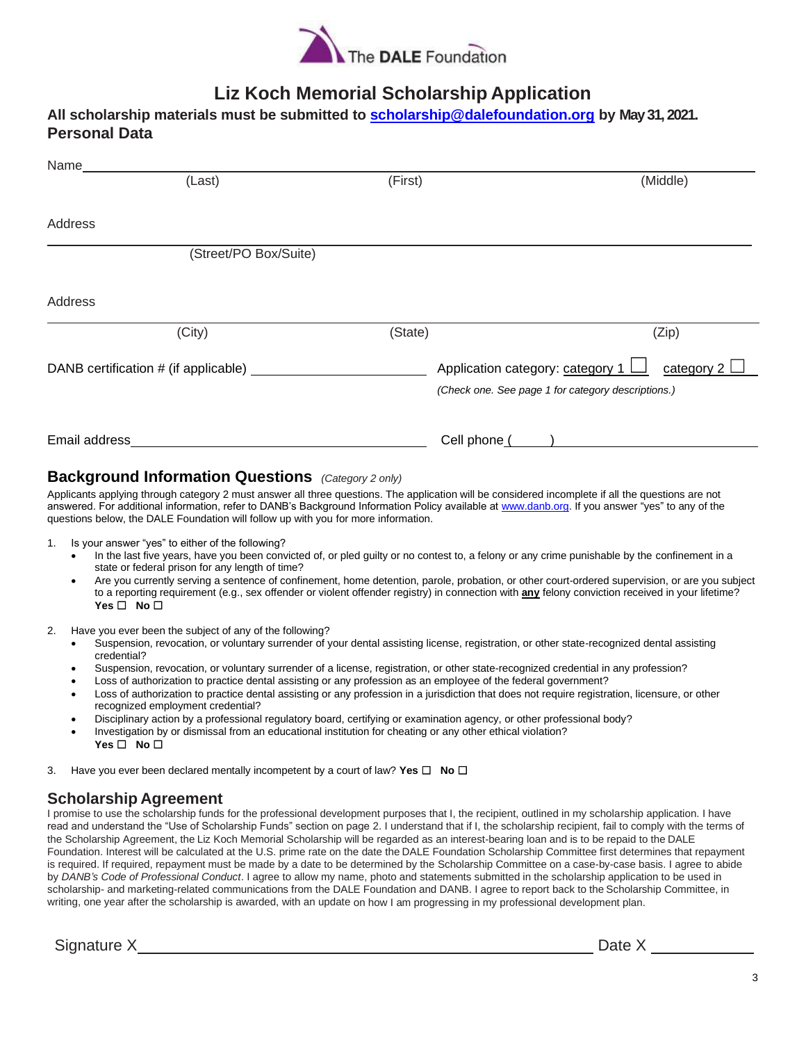The DALE Foundation

# Liz Koch Memorial Scholarship Application

**All scholarship materials must be submitted to [scholarship@dalefoundation.org](mailto:scholarship@dalefoundation.org) by May 31, 2021.**

## Personal Data

Name ____________________________________________
(Last) (First) (Middle)

Address ____________________________________________
(Street/PO Box/Suite)

Address ____________________________________________
(City) (State) (Zip)

DANB certification # (if applicable) ______________________

Application category: category 1 ☐ category 2 ☐
*(Check one. See page 1 for category descriptions.)*

Email address ______________________

Cell phone (     ) ______________________

## Background Information Questions *(Category 2 only)*

Applicants applying through category 2 must answer all three questions. The application will be considered incomplete if all the questions are not answered. For additional information, refer to DANB's Background Information Policy available at [www.danb.org](http://www.danb.org). If you answer "yes" to any of the questions below, the DALE Foundation will follow up with you for more information.

1. Is your answer "yes" to either of the following?
   - In the last five years, have you been convicted of, or pled guilty or no contest to, a felony or any crime punishable by the confinement in a state or federal prison for any length of time?
   - Are you currently serving a sentence of confinement, home detention, parole, probation, or other court-ordered supervision, or are you subject to a reporting requirement (e.g., sex offender or violent offender registry) in connection with **any** felony conviction received in your lifetime?
     **Yes** ☐ **No** ☐

2. Have you ever been the subject of any of the following?
   - Suspension, revocation, or voluntary surrender of your dental assisting license, registration, or other state-recognized dental assisting credential?
   - Suspension, revocation, or voluntary surrender of a license, registration, or other state-recognized credential in any profession?
   - Loss of authorization to practice dental assisting or any profession as an employee of the federal government?
   - Loss of authorization to practice dental assisting or any profession in a jurisdiction that does not require registration, licensure, or other recognized employment credential?
   - Disciplinary action by a professional regulatory board, certifying or examination agency, or other professional body?
   - Investigation by or dismissal from an educational institution for cheating or any other ethical violation?
     **Yes** ☐ **No** ☐

3. Have you ever been declared mentally incompetent by a court of law? **Yes** ☐ **No** ☐

## Scholarship Agreement

I promise to use the scholarship funds for the professional development purposes that I, the recipient, outlined in my scholarship application. I have read and understand the "Use of Scholarship Funds" section on page 2. I understand that if I, the scholarship recipient, fail to comply with the terms of the Scholarship Agreement, the Liz Koch Memorial Scholarship will be regarded as an interest-bearing loan and is to be repaid to the DALE Foundation. Interest will be calculated at the U.S. prime rate on the date the DALE Foundation Scholarship Committee first determines that repayment is required. If required, repayment must be made by a date to be determined by the Scholarship Committee on a case-by-case basis. I agree to abide by *DANB's Code of Professional Conduct*. I agree to allow my name, photo and statements submitted in the scholarship application to be used in scholarship- and marketing-related communications from the DALE Foundation and DANB. I agree to report back to the Scholarship Committee, in writing, one year after the scholarship is awarded, with an update on how I am progressing in my professional development plan.

Signature X ______________________________ Date X ____________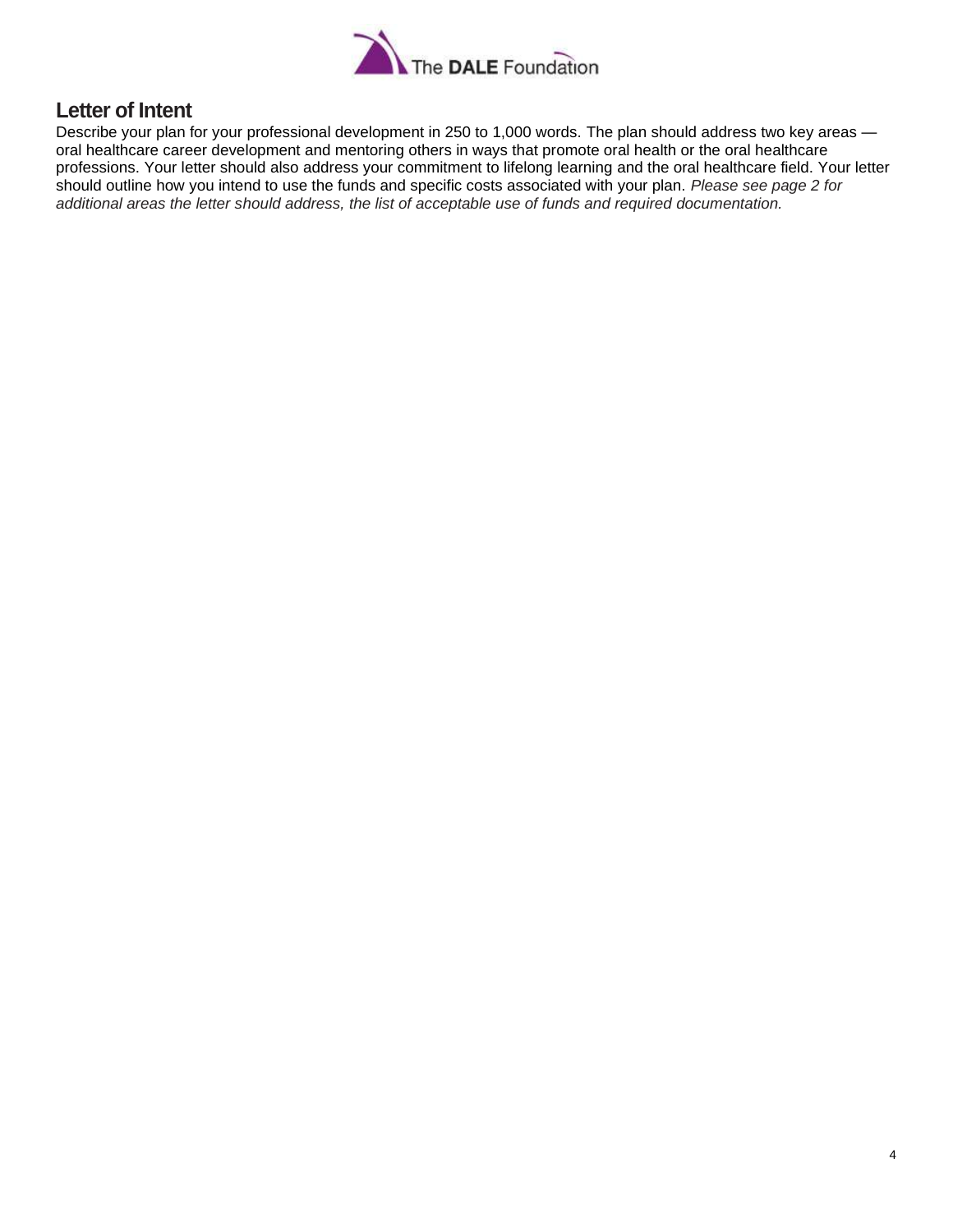## Letter of Intent

Describe your plan for your professional development in 250 to 1,000 words. The plan should address two key areas — oral healthcare career development and mentoring others in ways that promote oral health or the oral healthcare professions. Your letter should also address your commitment to lifelong learning and the oral healthcare field. Your letter should outline how you intend to use the funds and specific costs associated with your plan. *Please see page 2 for additional areas the letter should address, the list of acceptable use of funds and required documentation.*